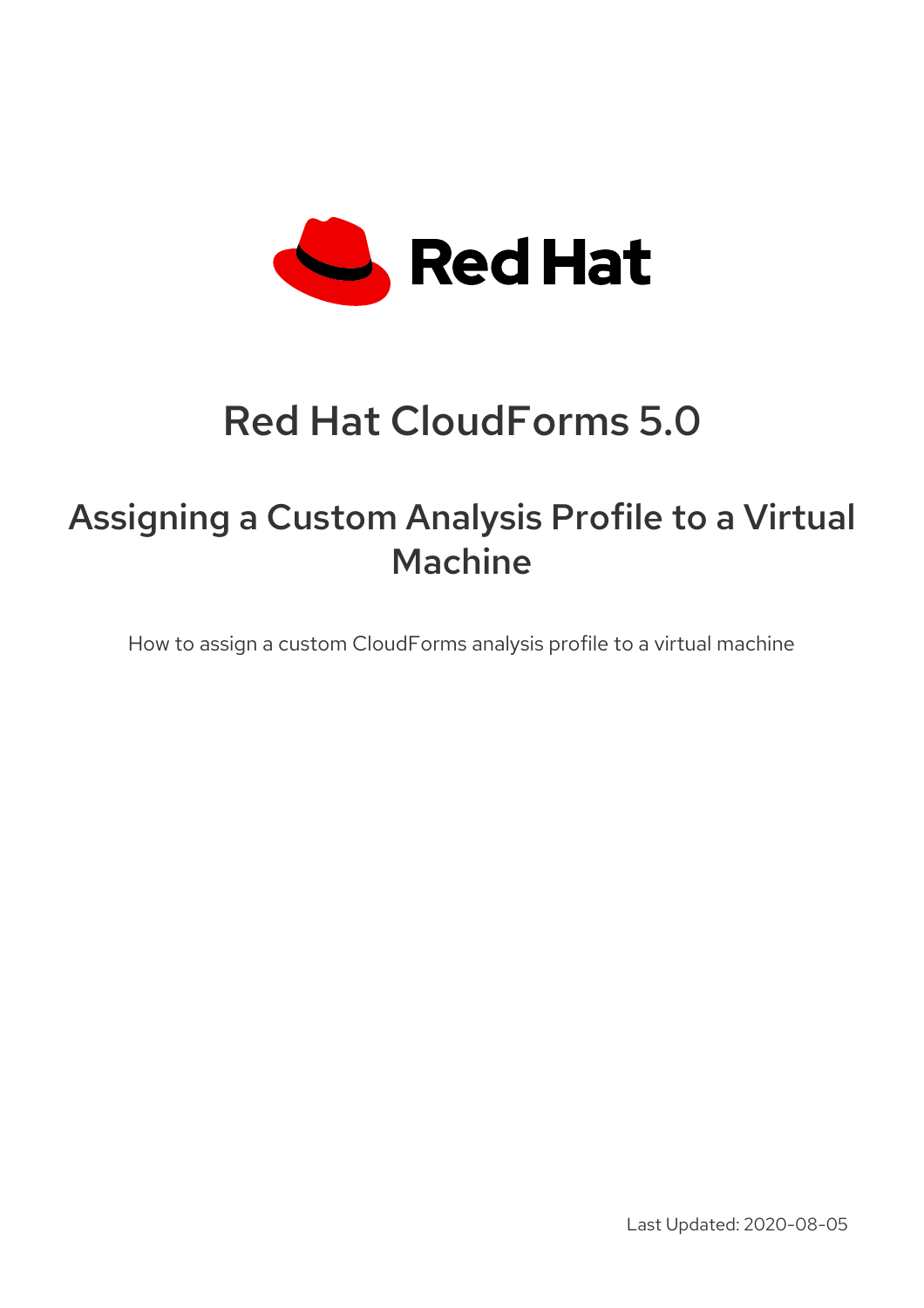Red Hat

# Red Hat CloudForms 5.0

## Assigning a Custom Analysis Profile to a Virtual Machine

How to assign a custom CloudForms analysis profile to a virtual machine

Last Updated: 2020-08-05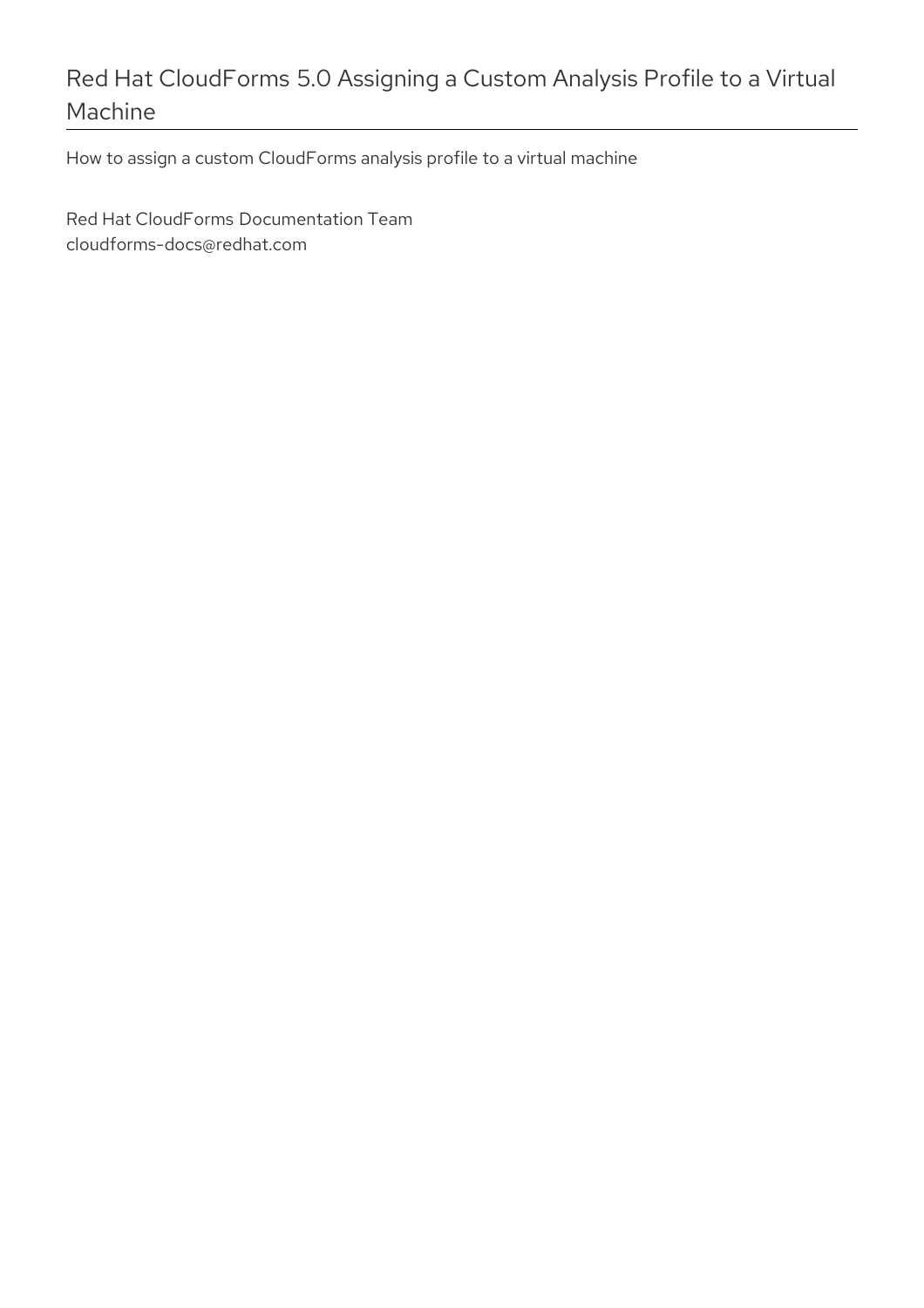# Red Hat CloudForms 5.0 Assigning a Custom Analysis Profile to a Virtual Machine

How to assign a custom CloudForms analysis profile to a virtual machine

Red Hat CloudForms Documentation Team
cloudforms-docs@redhat.com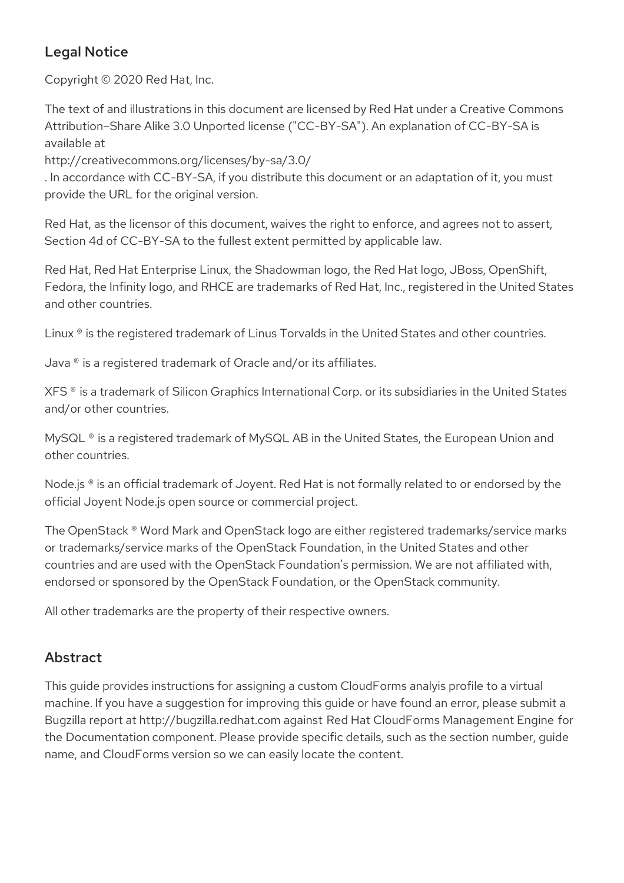## Legal Notice

Copyright © 2020 Red Hat, Inc.

The text of and illustrations in this document are licensed by Red Hat under a Creative Commons Attribution–Share Alike 3.0 Unported license ("CC-BY-SA"). An explanation of CC-BY-SA is available at
http://creativecommons.org/licenses/by-sa/3.0/
. In accordance with CC-BY-SA, if you distribute this document or an adaptation of it, you must provide the URL for the original version.

Red Hat, as the licensor of this document, waives the right to enforce, and agrees not to assert, Section 4d of CC-BY-SA to the fullest extent permitted by applicable law.

Red Hat, Red Hat Enterprise Linux, the Shadowman logo, the Red Hat logo, JBoss, OpenShift, Fedora, the Infinity logo, and RHCE are trademarks of Red Hat, Inc., registered in the United States and other countries.

Linux ® is the registered trademark of Linus Torvalds in the United States and other countries.

Java ® is a registered trademark of Oracle and/or its affiliates.

XFS ® is a trademark of Silicon Graphics International Corp. or its subsidiaries in the United States and/or other countries.

MySQL ® is a registered trademark of MySQL AB in the United States, the European Union and other countries.

Node.js ® is an official trademark of Joyent. Red Hat is not formally related to or endorsed by the official Joyent Node.js open source or commercial project.

The OpenStack ® Word Mark and OpenStack logo are either registered trademarks/service marks or trademarks/service marks of the OpenStack Foundation, in the United States and other countries and are used with the OpenStack Foundation's permission. We are not affiliated with, endorsed or sponsored by the OpenStack Foundation, or the OpenStack community.

All other trademarks are the property of their respective owners.

## Abstract

This guide provides instructions for assigning a custom CloudForms analyis profile to a virtual machine. If you have a suggestion for improving this guide or have found an error, please submit a Bugzilla report at http://bugzilla.redhat.com against Red Hat CloudForms Management Engine for the Documentation component. Please provide specific details, such as the section number, guide name, and CloudForms version so we can easily locate the content.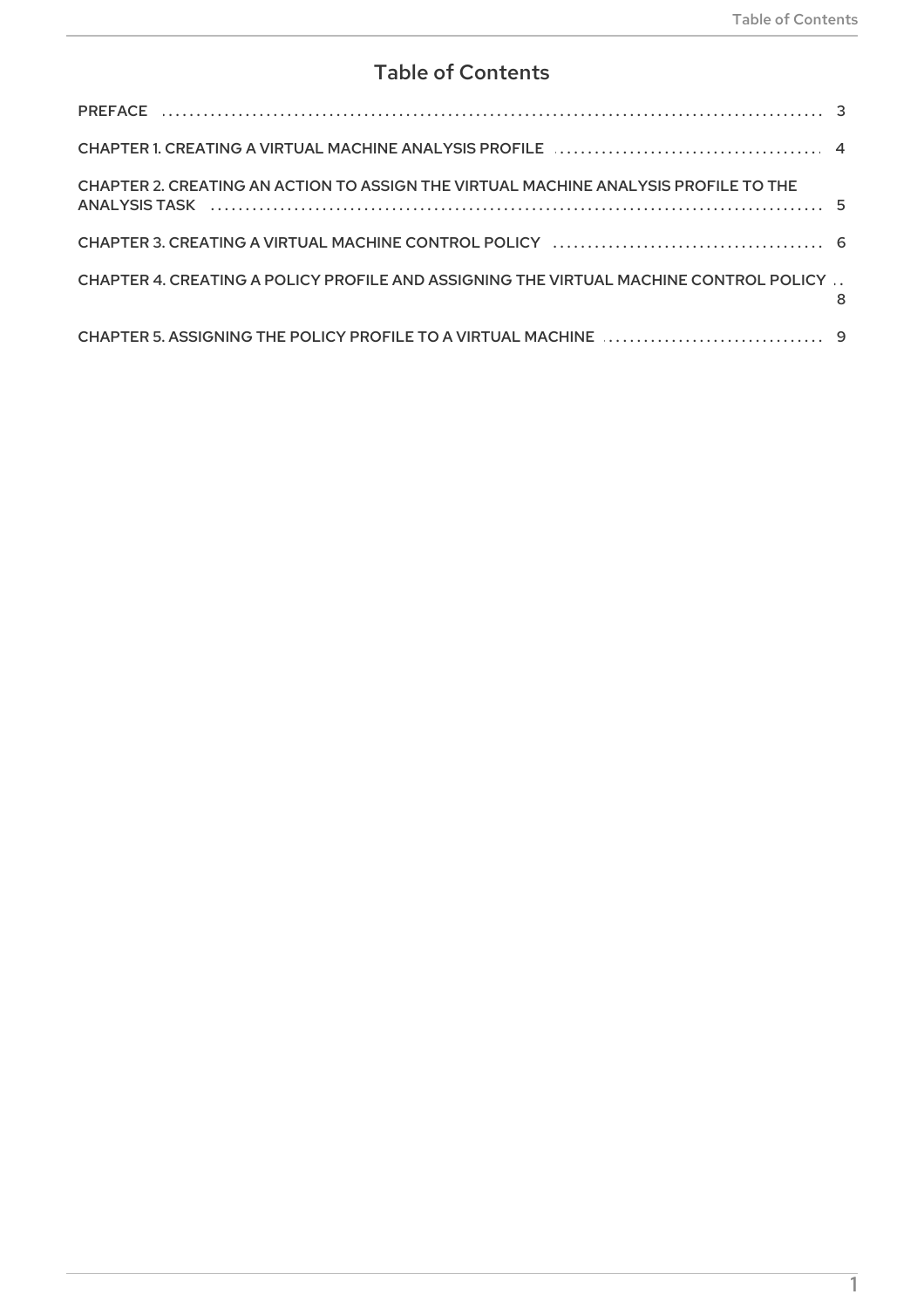# Table of Contents

PREFACE ........ 3

CHAPTER 1. CREATING A VIRTUAL MACHINE ANALYSIS PROFILE ........ 4

CHAPTER 2. CREATING AN ACTION TO ASSIGN THE VIRTUAL MACHINE ANALYSIS PROFILE TO THE ANALYSIS TASK ........ 5

CHAPTER 3. CREATING A VIRTUAL MACHINE CONTROL POLICY ........ 6

CHAPTER 4. CREATING A POLICY PROFILE AND ASSIGNING THE VIRTUAL MACHINE CONTROL POLICY ........ 8

CHAPTER 5. ASSIGNING THE POLICY PROFILE TO A VIRTUAL MACHINE ........ 9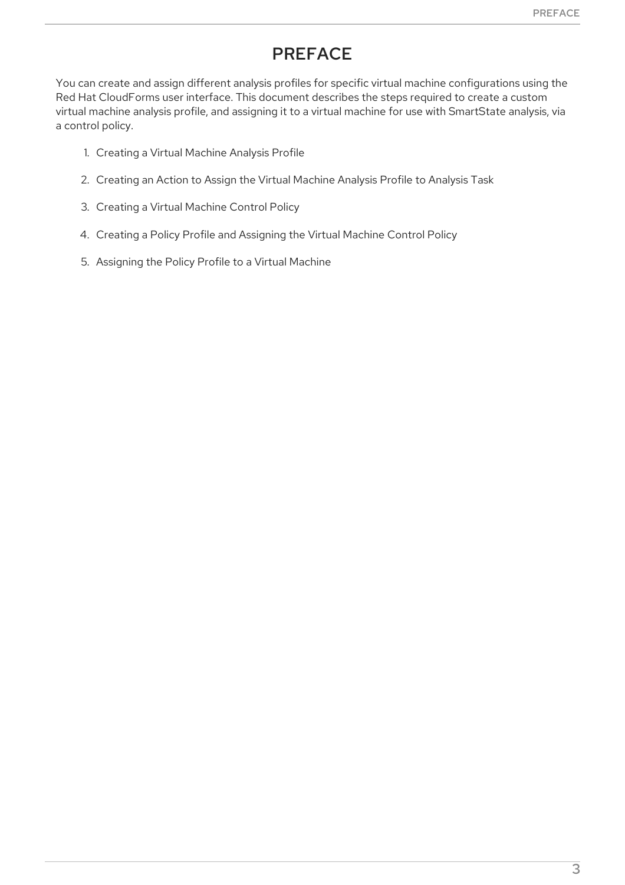# PREFACE

You can create and assign different analysis profiles for specific virtual machine configurations using the Red Hat CloudForms user interface. This document describes the steps required to create a custom virtual machine analysis profile, and assigning it to a virtual machine for use with SmartState analysis, via a control policy.

1. Creating a Virtual Machine Analysis Profile
2. Creating an Action to Assign the Virtual Machine Analysis Profile to Analysis Task
3. Creating a Virtual Machine Control Policy
4. Creating a Policy Profile and Assigning the Virtual Machine Control Policy
5. Assigning the Policy Profile to a Virtual Machine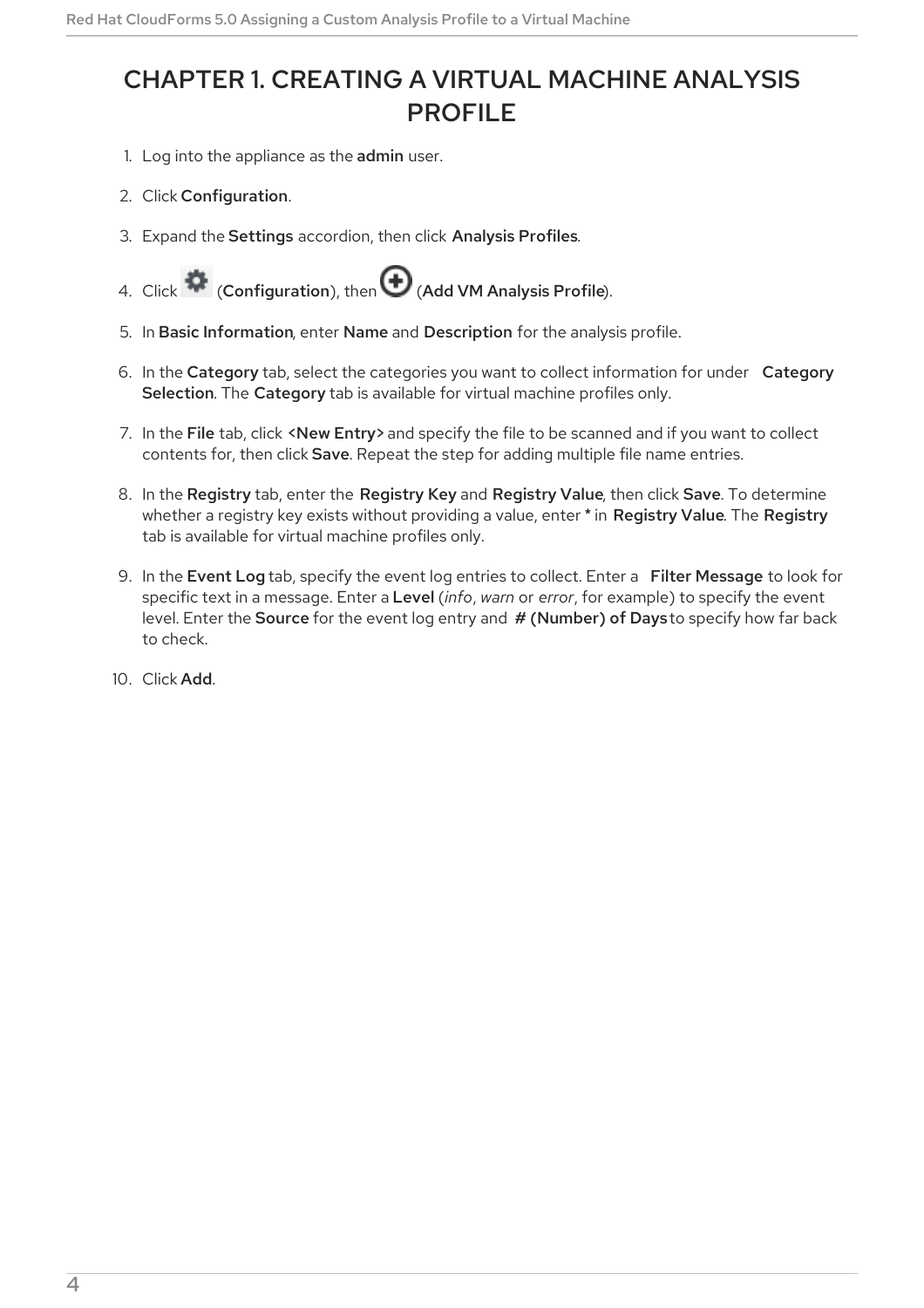# CHAPTER 1. CREATING A VIRTUAL MACHINE ANALYSIS PROFILE

1. Log into the appliance as the **admin** user.
2. Click **Configuration**.
3. Expand the **Settings** accordion, then click **Analysis Profiles**.
4. Click (**Configuration**), then (**Add VM Analysis Profile**).
5. In **Basic Information**, enter **Name** and **Description** for the analysis profile.
6. In the **Category** tab, select the categories you want to collect information for under **Category Selection**. The **Category** tab is available for virtual machine profiles only.
7. In the **File** tab, click **<New Entry>** and specify the file to be scanned and if you want to collect contents for, then click **Save**. Repeat the step for adding multiple file name entries.
8. In the **Registry** tab, enter the **Registry Key** and **Registry Value**, then click **Save**. To determine whether a registry key exists without providing a value, enter * in **Registry Value**. The **Registry** tab is available for virtual machine profiles only.
9. In the **Event Log** tab, specify the event log entries to collect. Enter a **Filter Message** to look for specific text in a message. Enter a **Level** (*info*, *warn* or *error*, for example) to specify the event level. Enter the **Source** for the event log entry and **# (Number) of Days** to specify how far back to check.
10. Click **Add**.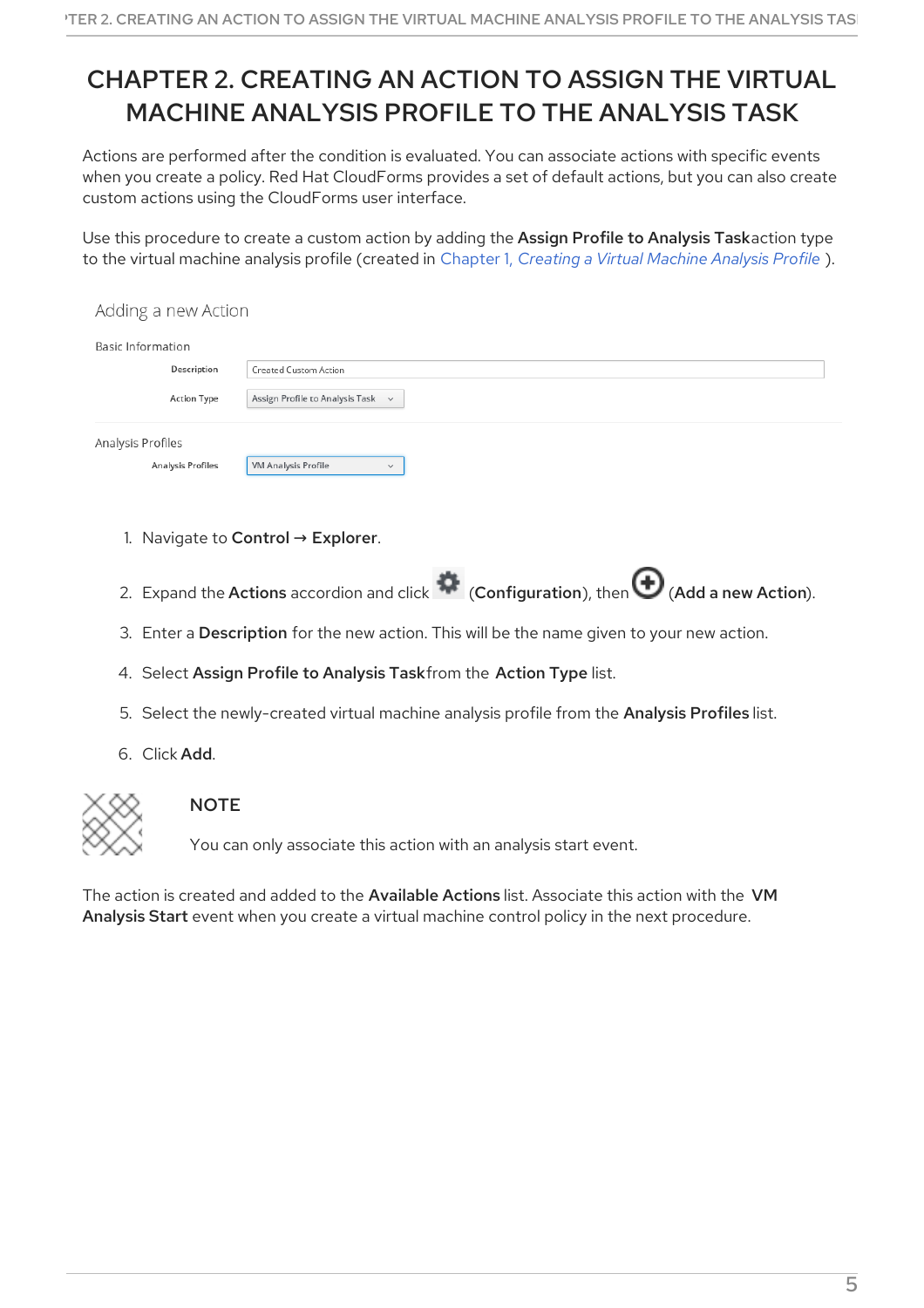# CHAPTER 2. CREATING AN ACTION TO ASSIGN THE VIRTUAL MACHINE ANALYSIS PROFILE TO THE ANALYSIS TASK

Actions are performed after the condition is evaluated. You can associate actions with specific events when you create a policy. Red Hat CloudForms provides a set of default actions, but you can also create custom actions using the CloudForms user interface.

Use this procedure to create a custom action by adding the **Assign Profile to Analysis Task** action type to the virtual machine analysis profile (created in Chapter 1, *Creating a Virtual Machine Analysis Profile* ).

Adding a new Action

Basic Information

| | |
|---|---|
| Description | Created Custom Action |
| Action Type | Assign Profile to Analysis Task |

Analysis Profiles

| | |
|---|---|
| Analysis Profiles | VM Analysis Profile |

1. Navigate to **Control** → **Explorer**.
2. Expand the **Actions** accordion and click (**Configuration**), then (**Add a new Action**).
3. Enter a **Description** for the new action. This will be the name given to your new action.
4. Select **Assign Profile to Analysis Task** from the **Action Type** list.
5. Select the newly-created virtual machine analysis profile from the **Analysis Profiles** list.
6. Click **Add**.

> **NOTE**
>
> You can only associate this action with an analysis start event.

The action is created and added to the **Available Actions** list. Associate this action with the **VM Analysis Start** event when you create a virtual machine control policy in the next procedure.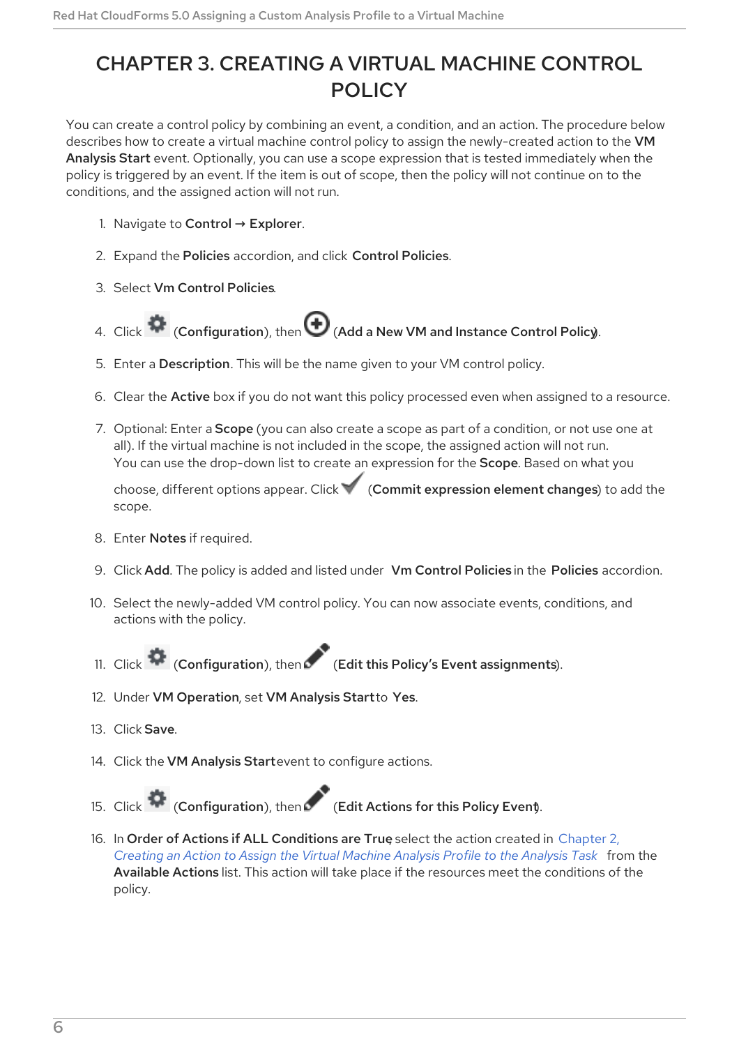# CHAPTER 3. CREATING A VIRTUAL MACHINE CONTROL POLICY

You can create a control policy by combining an event, a condition, and an action. The procedure below describes how to create a virtual machine control policy to assign the newly-created action to the **VM Analysis Start** event. Optionally, you can use a scope expression that is tested immediately when the policy is triggered by an event. If the item is out of scope, then the policy will not continue on to the conditions, and the assigned action will not run.

1. Navigate to **Control** → **Explorer**.
2. Expand the **Policies** accordion, and click **Control Policies**.
3. Select **Vm Control Policies**.
4. Click (**Configuration**), then (**Add a New VM and Instance Control Policy**).
5. Enter a **Description**. This will be the name given to your VM control policy.
6. Clear the **Active** box if you do not want this policy processed even when assigned to a resource.
7. Optional: Enter a **Scope** (you can also create a scope as part of a condition, or not use one at all). If the virtual machine is not included in the scope, the assigned action will not run. You can use the drop-down list to create an expression for the **Scope**. Based on what you choose, different options appear. Click (**Commit expression element changes**) to add the scope.
8. Enter **Notes** if required.
9. Click **Add**. The policy is added and listed under **Vm Control Policies** in the **Policies** accordion.
10. Select the newly-added VM control policy. You can now associate events, conditions, and actions with the policy.
11. Click (**Configuration**), then (**Edit this Policy's Event assignments**).
12. Under **VM Operation**, set **VM Analysis Start** to **Yes**.
13. Click **Save**.
14. Click the **VM Analysis Start** event to configure actions.
15. Click (**Configuration**), then (**Edit Actions for this Policy Event**).
16. In **Order of Actions if ALL Conditions are True**, select the action created in Chapter 2, *Creating an Action to Assign the Virtual Machine Analysis Profile to the Analysis Task* from the **Available Actions** list. This action will take place if the resources meet the conditions of the policy.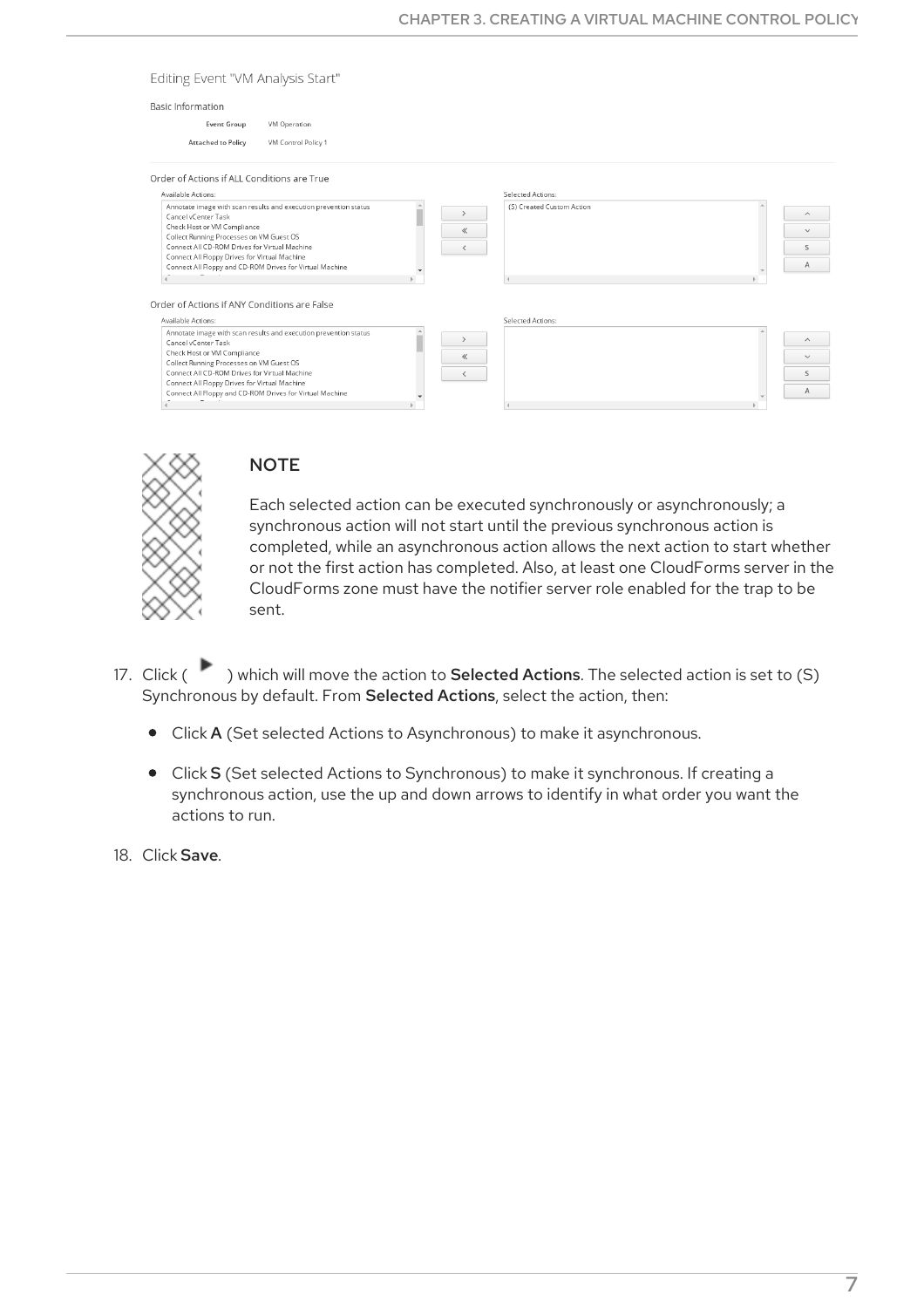Editing Event "VM Analysis Start"

Basic Information

Event Group VM Operation

Attached to Policy VM Control Policy 1

Order of Actions if ALL Conditions are True

Available Actions:

Annotate image with scan results and execution prevention status
Cancel vCenter Task
Check Host or VM Compliance
Collect Running Processes on VM Guest OS
Connect All CD-ROM Drives for Virtual Machine
Connect All Floppy Drives for Virtual Machine
Connect All Floppy and CD-ROM Drives for Virtual Machine

Selected Actions:

(S) Created Custom Action

Order of Actions if ANY Conditions are False

Available Actions:

Annotate image with scan results and execution prevention status
Cancel vCenter Task
Check Host or VM Compliance
Collect Running Processes on VM Guest OS
Connect All CD-ROM Drives for Virtual Machine
Connect All Floppy Drives for Virtual Machine
Connect All Floppy and CD-ROM Drives for Virtual Machine

Selected Actions:

> **NOTE**
>
> Each selected action can be executed synchronously or asynchronously; a synchronous action will not start until the previous synchronous action is completed, while an asynchronous action allows the next action to start whether or not the first action has completed. Also, at least one CloudForms server in the CloudForms zone must have the notifier server role enabled for the trap to be sent.

17. Click ( ▶ ) which will move the action to **Selected Actions**. The selected action is set to (S) Synchronous by default. From **Selected Actions**, select the action, then:
    - Click **A** (Set selected Actions to Asynchronous) to make it asynchronous.
    - Click **S** (Set selected Actions to Synchronous) to make it synchronous. If creating a synchronous action, use the up and down arrows to identify in what order you want the actions to run.
18. Click **Save**.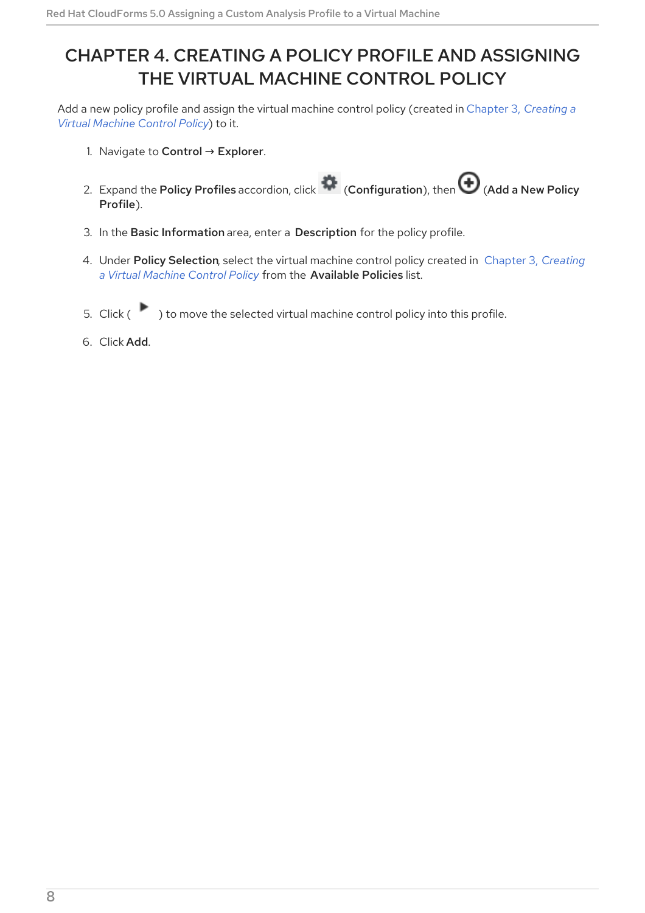# CHAPTER 4. CREATING A POLICY PROFILE AND ASSIGNING THE VIRTUAL MACHINE CONTROL POLICY

Add a new policy profile and assign the virtual machine control policy (created in Chapter 3, *Creating a Virtual Machine Control Policy*) to it.

1. Navigate to **Control** → **Explorer**.
2. Expand the **Policy Profiles** accordion, click (**Configuration**), then (**Add a New Policy Profile**).
3. In the **Basic Information** area, enter a **Description** for the policy profile.
4. Under **Policy Selection**, select the virtual machine control policy created in Chapter 3, *Creating a Virtual Machine Control Policy* from the **Available Policies** list.
5. Click ( ) to move the selected virtual machine control policy into this profile.
6. Click **Add**.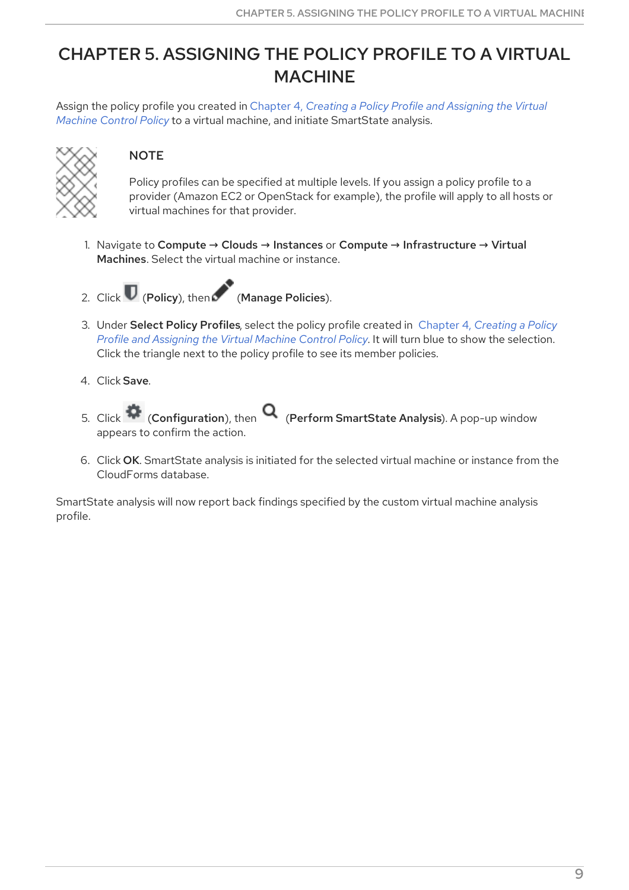# CHAPTER 5. ASSIGNING THE POLICY PROFILE TO A VIRTUAL MACHINE

Assign the policy profile you created in Chapter 4, *Creating a Policy Profile and Assigning the Virtual Machine Control Policy* to a virtual machine, and initiate SmartState analysis.

> **NOTE**
>
> Policy profiles can be specified at multiple levels. If you assign a policy profile to a provider (Amazon EC2 or OpenStack for example), the profile will apply to all hosts or virtual machines for that provider.

1. Navigate to **Compute** → **Clouds** → **Instances** or **Compute** → **Infrastructure** → **Virtual Machines**. Select the virtual machine or instance.
2. Click (**Policy**), then (**Manage Policies**).
3. Under **Select Policy Profiles**, select the policy profile created in Chapter 4, *Creating a Policy Profile and Assigning the Virtual Machine Control Policy*. It will turn blue to show the selection. Click the triangle next to the policy profile to see its member policies.
4. Click **Save**.
5. Click (**Configuration**), then (**Perform SmartState Analysis**). A pop-up window appears to confirm the action.
6. Click **OK**. SmartState analysis is initiated for the selected virtual machine or instance from the CloudForms database.

SmartState analysis will now report back findings specified by the custom virtual machine analysis profile.